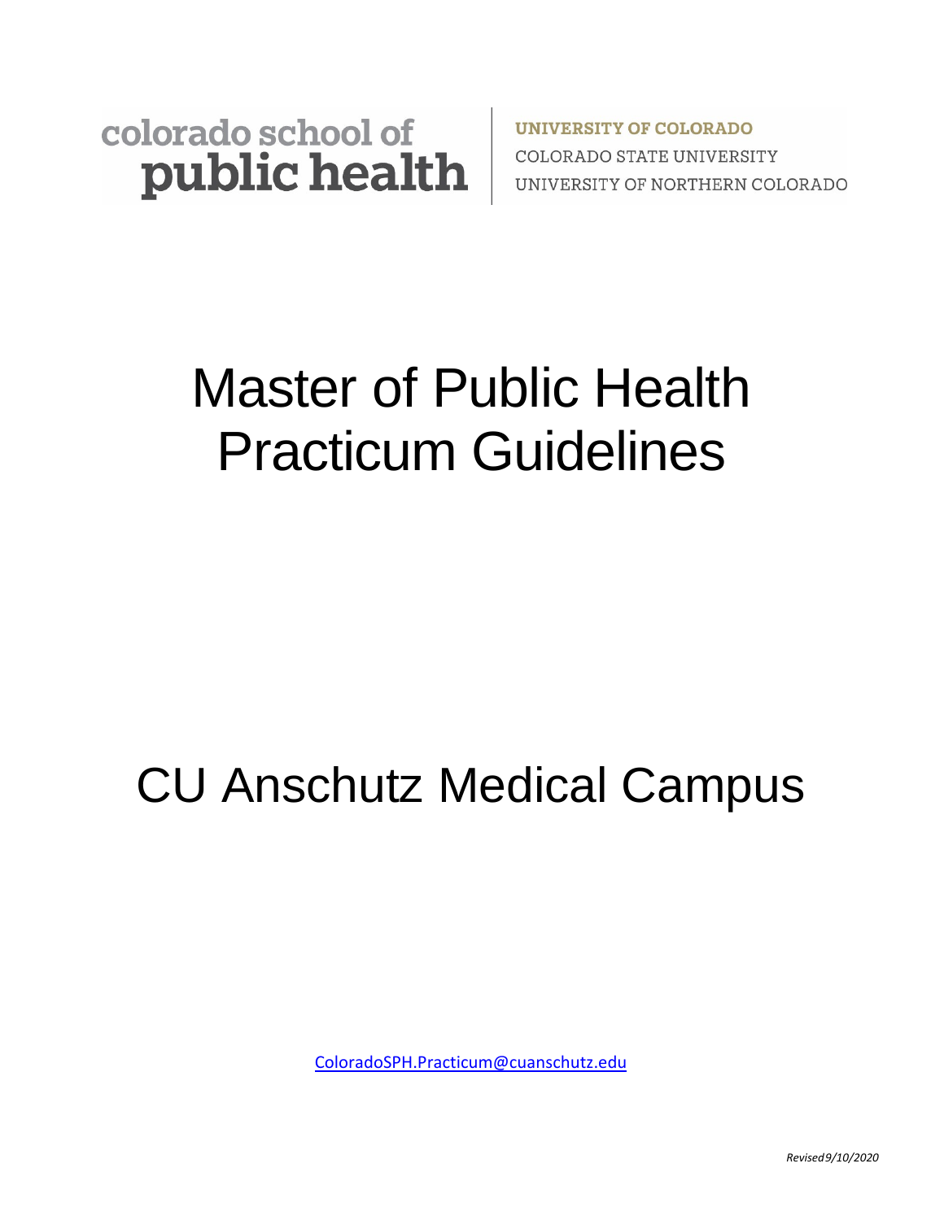colorado school of **public health**

**UNIVERSITY OF COLORADO**
COLORADO STATE UNIVERSITY
UNIVERSITY OF NORTHERN COLORADO

# Master of Public Health Practicum Guidelines

# CU Anschutz Medical Campus

ColoradoSPH.Practicum@cuanschutz.edu

*Revised 9/10/2020*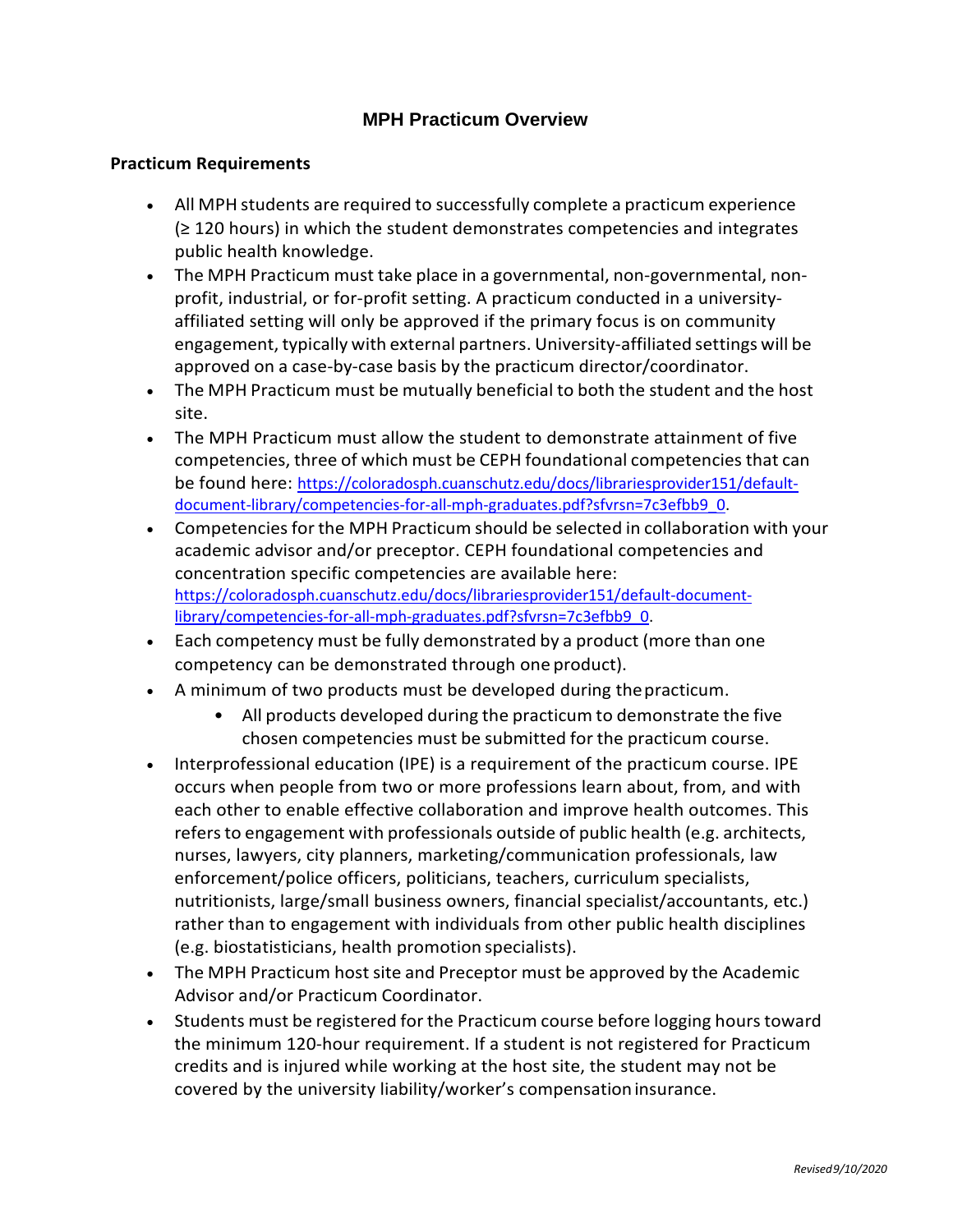## MPH Practicum Overview

### Practicum Requirements

- All MPH students are required to successfully complete a practicum experience (≥ 120 hours) in which the student demonstrates competencies and integrates public health knowledge.
- The MPH Practicum must take place in a governmental, non-governmental, non-profit, industrial, or for-profit setting. A practicum conducted in a university-affiliated setting will only be approved if the primary focus is on community engagement, typically with external partners. University-affiliated settings will be approved on a case-by-case basis by the practicum director/coordinator.
- The MPH Practicum must be mutually beneficial to both the student and the host site.
- The MPH Practicum must allow the student to demonstrate attainment of five competencies, three of which must be CEPH foundational competencies that can be found here: https://coloradosph.cuanschutz.edu/docs/librariesprovider151/default-document-library/competencies-for-all-mph-graduates.pdf?sfvrsn=7c3efbb9_0.
- Competencies for the MPH Practicum should be selected in collaboration with your academic advisor and/or preceptor. CEPH foundational competencies and concentration specific competencies are available here: https://coloradosph.cuanschutz.edu/docs/librariesprovider151/default-document-library/competencies-for-all-mph-graduates.pdf?sfvrsn=7c3efbb9_0.
- Each competency must be fully demonstrated by a product (more than one competency can be demonstrated through one product).
- A minimum of two products must be developed during the practicum.
  - All products developed during the practicum to demonstrate the five chosen competencies must be submitted for the practicum course.
- Interprofessional education (IPE) is a requirement of the practicum course. IPE occurs when people from two or more professions learn about, from, and with each other to enable effective collaboration and improve health outcomes. This refers to engagement with professionals outside of public health (e.g. architects, nurses, lawyers, city planners, marketing/communication professionals, law enforcement/police officers, politicians, teachers, curriculum specialists, nutritionists, large/small business owners, financial specialist/accountants, etc.) rather than to engagement with individuals from other public health disciplines (e.g. biostatisticians, health promotion specialists).
- The MPH Practicum host site and Preceptor must be approved by the Academic Advisor and/or Practicum Coordinator.
- Students must be registered for the Practicum course before logging hours toward the minimum 120-hour requirement. If a student is not registered for Practicum credits and is injured while working at the host site, the student may not be covered by the university liability/worker's compensation insurance.

*Revised 9/10/2020*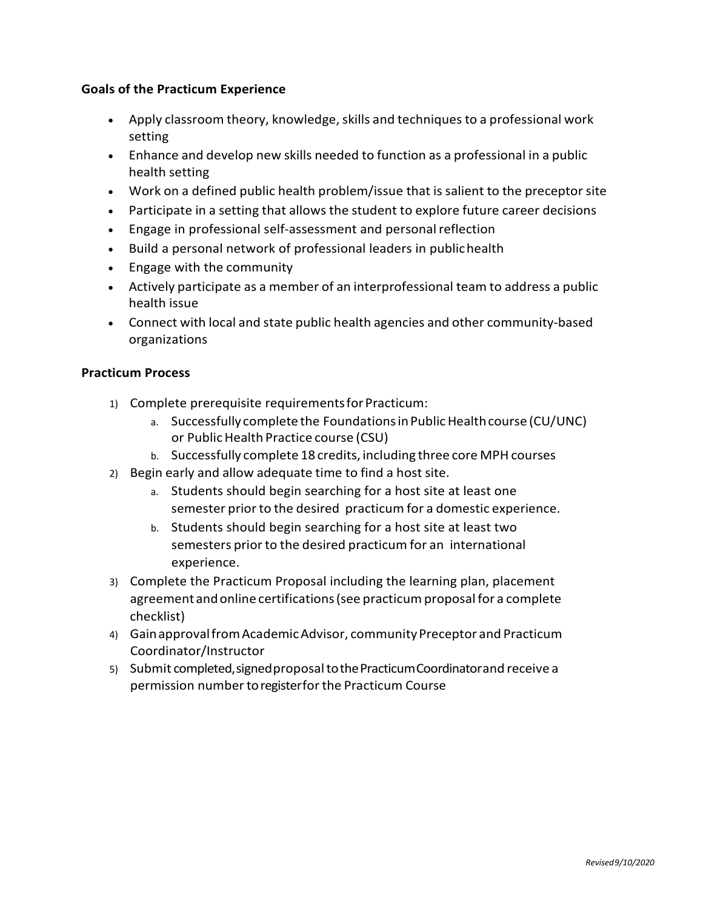**Goals of the Practicum Experience**

- Apply classroom theory, knowledge, skills and techniques to a professional work setting
- Enhance and develop new skills needed to function as a professional in a public health setting
- Work on a defined public health problem/issue that is salient to the preceptor site
- Participate in a setting that allows the student to explore future career decisions
- Engage in professional self-assessment and personal reflection
- Build a personal network of professional leaders in public health
- Engage with the community
- Actively participate as a member of an interprofessional team to address a public health issue
- Connect with local and state public health agencies and other community-based organizations

**Practicum Process**

1) Complete prerequisite requirements for Practicum:
   a. Successfully complete the Foundations in Public Health course (CU/UNC) or Public Health Practice course (CSU)
   b. Successfully complete 18 credits, including three core MPH courses
2) Begin early and allow adequate time to find a host site.
   a. Students should begin searching for a host site at least one semester prior to the desired practicum for a domestic experience.
   b. Students should begin searching for a host site at least two semesters prior to the desired practicum for an international experience.
3) Complete the Practicum Proposal including the learning plan, placement agreement and online certifications (see practicum proposal for a complete checklist)
4) Gain approval from Academic Advisor, community Preceptor and Practicum Coordinator/Instructor
5) Submit completed, signed proposal to the Practicum Coordinator and receive a permission number to register for the Practicum Course

*Revised 9/10/2020*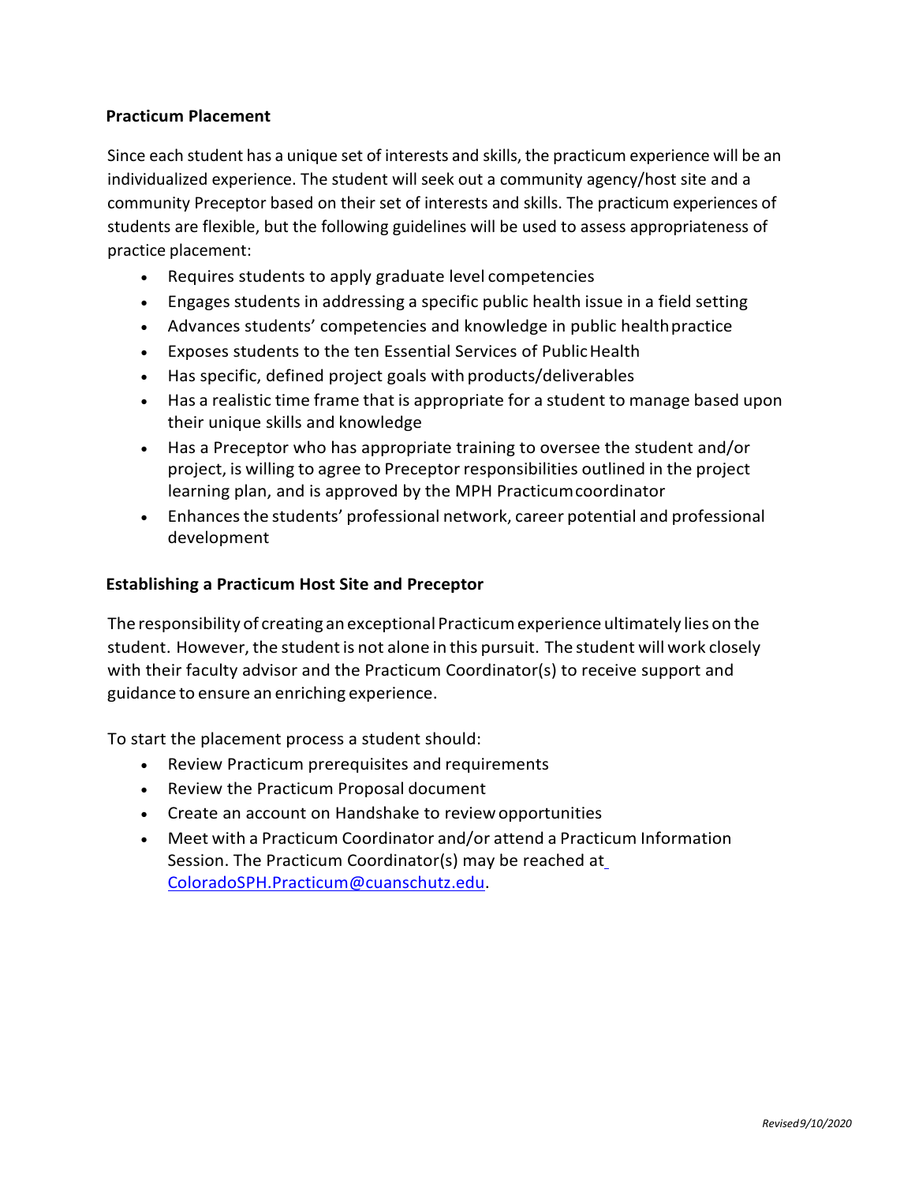## Practicum Placement

Since each student has a unique set of interests and skills, the practicum experience will be an individualized experience. The student will seek out a community agency/host site and a community Preceptor based on their set of interests and skills. The practicum experiences of students are flexible, but the following guidelines will be used to assess appropriateness of practice placement:

- Requires students to apply graduate level competencies
- Engages students in addressing a specific public health issue in a field setting
- Advances students' competencies and knowledge in public health practice
- Exposes students to the ten Essential Services of Public Health
- Has specific, defined project goals with products/deliverables
- Has a realistic time frame that is appropriate for a student to manage based upon their unique skills and knowledge
- Has a Preceptor who has appropriate training to oversee the student and/or project, is willing to agree to Preceptor responsibilities outlined in the project learning plan, and is approved by the MPH Practicum coordinator
- Enhances the students' professional network, career potential and professional development

## Establishing a Practicum Host Site and Preceptor

The responsibility of creating an exceptional Practicum experience ultimately lies on the student. However, the student is not alone in this pursuit. The student will work closely with their faculty advisor and the Practicum Coordinator(s) to receive support and guidance to ensure an enriching experience.

To start the placement process a student should:

- Review Practicum prerequisites and requirements
- Review the Practicum Proposal document
- Create an account on Handshake to review opportunities
- Meet with a Practicum Coordinator and/or attend a Practicum Information Session. The Practicum Coordinator(s) may be reached at ColoradoSPH.Practicum@cuanschutz.edu.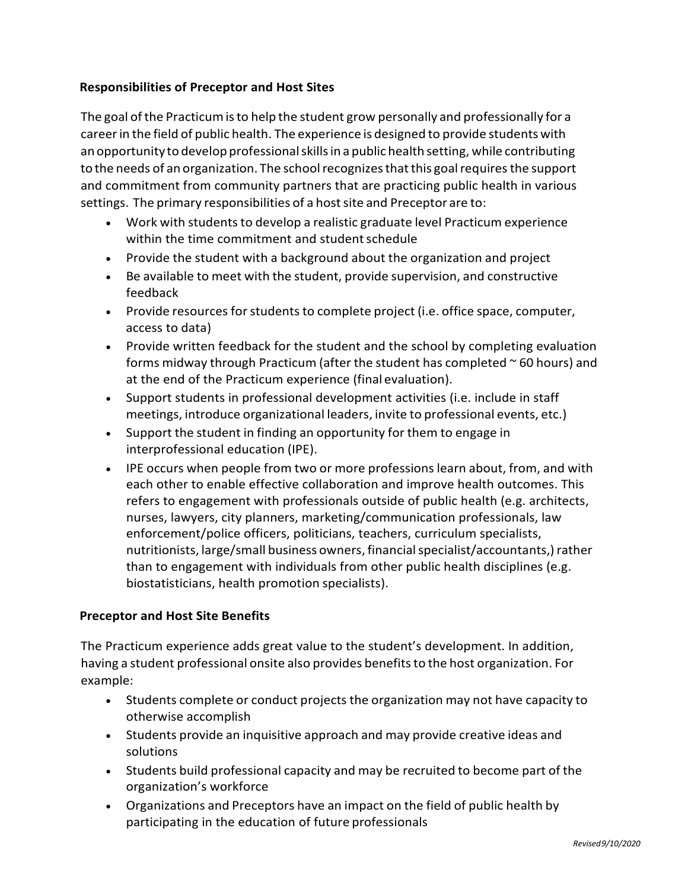## Responsibilities of Preceptor and Host Sites

The goal of the Practicum is to help the student grow personally and professionally for a career in the field of public health. The experience is designed to provide students with an opportunity to develop professional skills in a public health setting, while contributing to the needs of an organization. The school recognizes that this goal requires the support and commitment from community partners that are practicing public health in various settings. The primary responsibilities of a host site and Preceptor are to:

- Work with students to develop a realistic graduate level Practicum experience within the time commitment and student schedule
- Provide the student with a background about the organization and project
- Be available to meet with the student, provide supervision, and constructive feedback
- Provide resources for students to complete project (i.e. office space, computer, access to data)
- Provide written feedback for the student and the school by completing evaluation forms midway through Practicum (after the student has completed ~ 60 hours) and at the end of the Practicum experience (final evaluation).
- Support students in professional development activities (i.e. include in staff meetings, introduce organizational leaders, invite to professional events, etc.)
- Support the student in finding an opportunity for them to engage in interprofessional education (IPE).
- IPE occurs when people from two or more professions learn about, from, and with each other to enable effective collaboration and improve health outcomes. This refers to engagement with professionals outside of public health (e.g. architects, nurses, lawyers, city planners, marketing/communication professionals, law enforcement/police officers, politicians, teachers, curriculum specialists, nutritionists, large/small business owners, financial specialist/accountants,) rather than to engagement with individuals from other public health disciplines (e.g. biostatisticians, health promotion specialists).

## Preceptor and Host Site Benefits

The Practicum experience adds great value to the student's development. In addition, having a student professional onsite also provides benefits to the host organization. For example:

- Students complete or conduct projects the organization may not have capacity to otherwise accomplish
- Students provide an inquisitive approach and may provide creative ideas and solutions
- Students build professional capacity and may be recruited to become part of the organization's workforce
- Organizations and Preceptors have an impact on the field of public health by participating in the education of future professionals

*Revised 9/10/2020*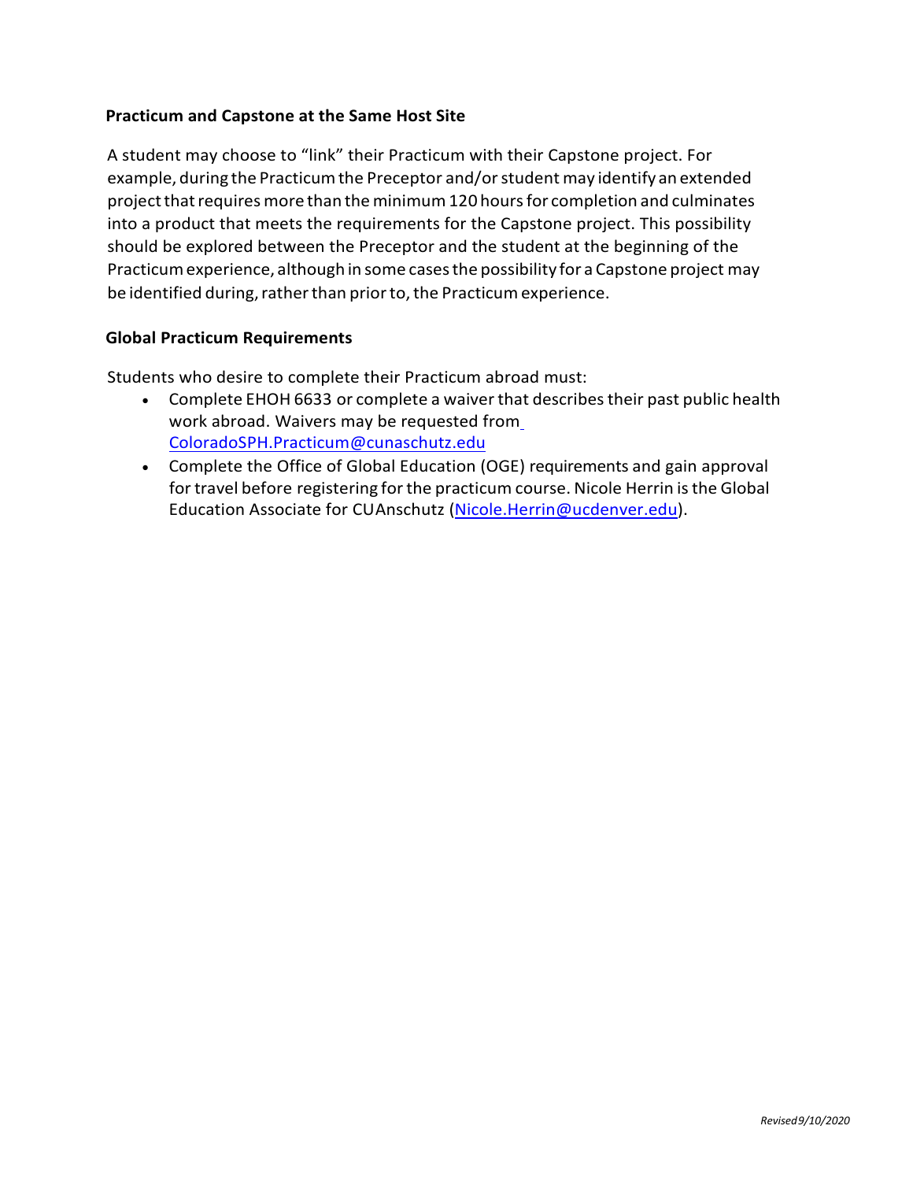### Practicum and Capstone at the Same Host Site

A student may choose to "link" their Practicum with their Capstone project. For example, during the Practicum the Preceptor and/or student may identify an extended project that requires more than the minimum 120 hours for completion and culminates into a product that meets the requirements for the Capstone project. This possibility should be explored between the Preceptor and the student at the beginning of the Practicum experience, although in some cases the possibility for a Capstone project may be identified during, rather than prior to, the Practicum experience.

### Global Practicum Requirements

Students who desire to complete their Practicum abroad must:

- Complete EHOH 6633 or complete a waiver that describes their past public health work abroad. Waivers may be requested from ColoradoSPH.Practicum@cunaschutz.edu
- Complete the Office of Global Education (OGE) requirements and gain approval for travel before registering for the practicum course. Nicole Herrin is the Global Education Associate for CUAnschutz (Nicole.Herrin@ucdenver.edu).